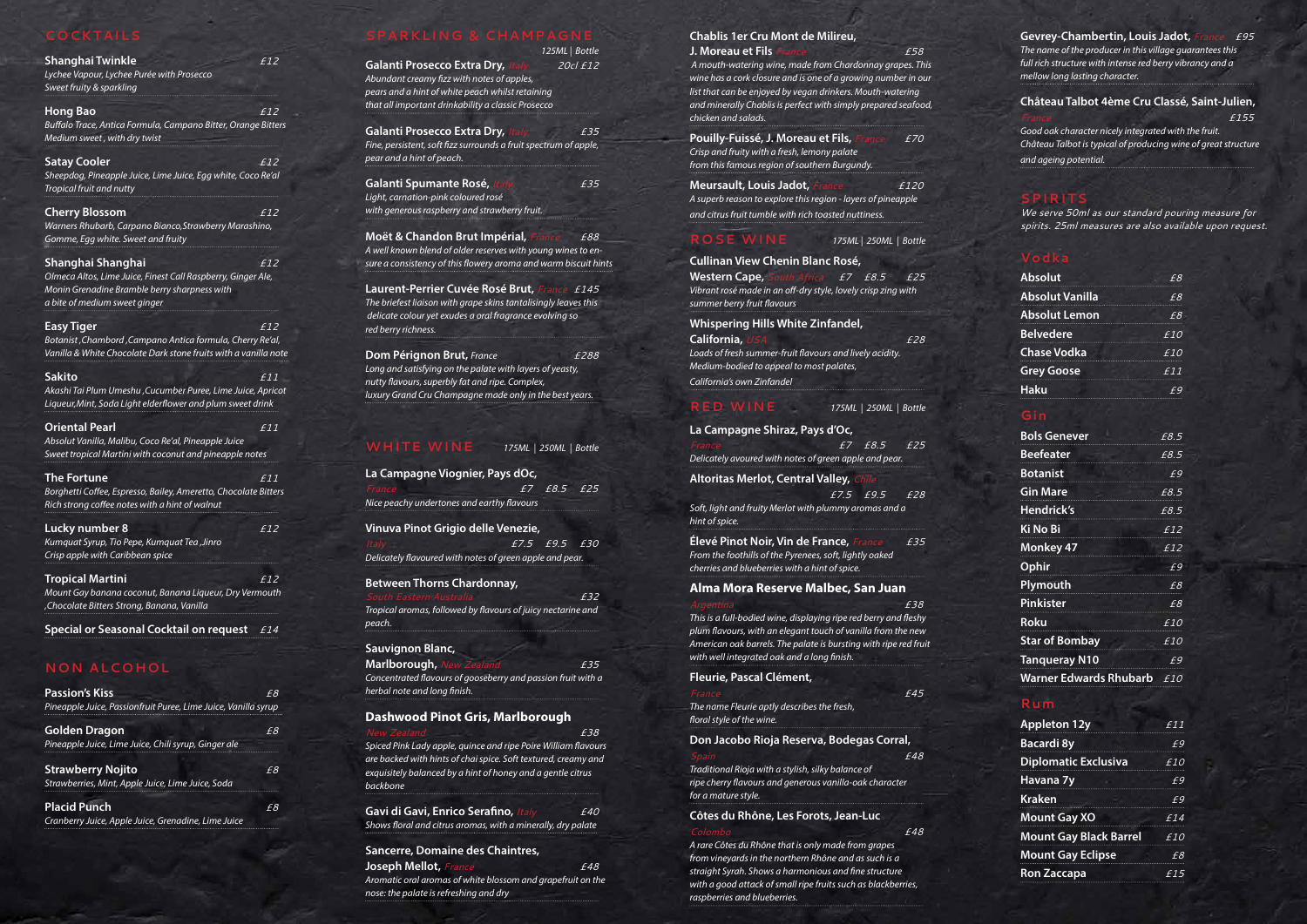## COCKTAILS

**Shanghai Twinkle** £12
*Lychee Vapour, Lychee Purée with Prosecco*
*Sweet fruity & sparkling*

**Hong Bao** £12
*Buffalo Trace, Antica Formula, Campano Bitter, Orange Bitters*
*Medium sweet , with dry twist*

**Satay Cooler** £12
*Sheepdog, Pineapple Juice, Lime Juice, Egg white, Coco Re'al*
*Tropical fruit and nutty*

**Cherry Blossom** £12
*Warners Rhubarb, Carpano Bianco,Strawberry Marashino, Gomme, Egg white. Sweet and fruity*

**Shanghai Shanghai** £12
*Olmeca Altos, Lime Juice, Finest Call Raspberry, Ginger Ale, Monin Grenadine Bramble berry sharpness with a bite of medium sweet ginger*

**Easy Tiger** £12
*Botanist ,Chambord ,Campano Antica formula, Cherry Re'al, Vanilla & White Chocolate Dark stone fruits with a vanilla note*

**Sakito** £11
*Akashi Tai Plum Umeshu ,Cucumber Puree, Lime Juice, Apricot Liqueur,Mint, Soda Light elderflower and plum sweet drink*

**Oriental Pearl** £11
*Absolut Vanilla, Malibu, Coco Re'al, Pineapple Juice*
*Sweet tropical Martini with coconut and pineapple notes*

**The Fortune** £11
*Borghetti Coffee, Espresso, Bailey, Ameretto, Chocolate Bitters*
*Rich strong coffee notes with a hint of walnut*

**Lucky number 8** £12
*Kumquat Syrup, Tio Pepe, Kumquat Tea ,Jinro*
*Crisp apple with Caribbean spice*

**Tropical Martini** £12
*Mount Gay banana coconut, Banana Liqueur, Dry Vermouth ,Chocolate Bitters Strong, Banana, Vanilla*

**Special or Seasonal Cocktail on request** £14

## NON ALCOHOL

**Passion's Kiss** £8
*Pineapple Juice, Passionfruit Puree, Lime Juice, Vanilla syrup*

**Golden Dragon** £8
*Pineapple Juice, Lime Juice, Chili syrup, Ginger ale*

**Strawberry Nojito** £8
*Strawberries, Mint, Apple Juice, Lime Juice, Soda*

**Placid Punch** £8
*Cranberry Juice, Apple Juice, Grenadine, Lime Juice*

## SPARKLING & CHAMPAGNE

125ML | Bottle

**Galanti Prosecco Extra Dry,** Italy 20cl £12
*Abundant creamy fizz with notes of apples, pears and a hint of white peach whilst retaining that all important drinkability a classic Prosecco*

**Galanti Prosecco Extra Dry,** Italy £35
*Fine, persistent, soft fizz surrounds a fruit spectrum of apple, pear and a hint of peach.*

**Galanti Spumante Rosé,** Italy £35
*Light, carnation-pink coloured rosé with generous raspberry and strawberry fruit.*

**Moët & Chandon Brut Impérial,** France £88
*A well known blend of older reserves with young wines to ensure a consistency of this flowery aroma and warm biscuit hints*

**Laurent-Perrier Cuvée Rosé Brut,** France £145
*The briefest liaison with grape skins tantalisingly leaves this delicate colour yet exudes a oral fragrance evolving so red berry richness.*

**Dom Pérignon Brut,** France £288
*Long and satisfying on the palate with layers of yeasty, nutty flavours, superbly fat and ripe. Complex, luxury Grand Cru Champagne made only in the best years.*

## WHITE WINE

175ML | 250ML | Bottle

**La Campagne Viognier, Pays dOc,**
France £7 £8.5 £25
*Nice peachy undertones and earthy flavours*

**Vinuva Pinot Grigio delle Venezie,**
Italy £7.5 £9.5 £30
*Delicately flavoured with notes of green apple and pear.*

**Between Thorns Chardonnay,**
South Eastern Australia £32
*Tropical aromas, followed by flavours of juicy nectarine and peach.*

**Sauvignon Blanc, Marlborough,** New Zealand £35
*Concentrated flavours of gooseberry and passion fruit with a herbal note and long finish.*

**Dashwood Pinot Gris, Marlborough**
New Zealand £38
*Spiced Pink Lady apple, quince and ripe Poire William flavours are backed with hints of chai spice. Soft textured, creamy and exquisitely balanced by a hint of honey and a gentle citrus backbone*

**Gavi di Gavi, Enrico Serafino,** Italy £40
*Shows floral and citrus aromas, with a minerally, dry palate*

**Sancerre, Domaine des Chaintres, Joseph Mellot,** France £48
*Aromatic oral aromas of white blossom and grapefruit on the nose: the palate is refreshing and dry*

**Chablis 1er Cru Mont de Milireu, J. Moreau et Fils** France £58
*A mouth-watering wine, made from Chardonnay grapes. This wine has a cork closure and is one of a growing number in our list that can be enjoyed by vegan drinkers. Mouth-watering and minerally Chablis is perfect with simply prepared seafood, chicken and salads.*

**Pouilly-Fuissé, J. Moreau et Fils,** France £70
*Crisp and fruity with a fresh, lemony palate from this famous region of southern Burgundy.*

**Meursault, Louis Jadot,** France £120
*A superb reason to explore this region - layers of pineapple and citrus fruit tumble with rich toasted nuttiness.*

## ROSE WINE

175ML | 250ML | Bottle

**Cullinan View Chenin Blanc Rosé, Western Cape,** South Africa £7 £8.5 £25
*Vibrant rosé made in an off-dry style, lovely crisp zing with summer berry fruit flavours*

**Whispering Hills White Zinfandel, California,** USA £28
*Loads of fresh summer-fruit flavours and lively acidity. Medium-bodied to appeal to most palates, California's own Zinfandel*

## RED WINE

175ML | 250ML | Bottle

**La Campagne Shiraz, Pays d'Oc,**
France £7 £8.5 £25
*Delicately avoured with notes of green apple and pear.*

**Altoritas Merlot, Central Valley,** Chile
£7.5 £9.5 £28
*Soft, light and fruity Merlot with plummy aromas and a hint of spice.*

**Élevé Pinot Noir, Vin de France,** France £35
*From the foothills of the Pyrenees, soft, lightly oaked cherries and blueberries with a hint of spice.*

**Alma Mora Reserve Malbec, San Juan**
Argentina £38
*This is a full-bodied wine, displaying ripe red berry and fleshy plum flavours, with an elegant touch of vanilla from the new American oak barrels. The palate is bursting with ripe red fruit with well integrated oak and a long finish.*

**Fleurie, Pascal Clément,**
France £45
*The name Fleurie aptly describes the fresh, floral style of the wine.*

**Don Jacobo Rioja Reserva, Bodegas Corral,**
Spain £48
*Traditional Rioja with a stylish, silky balance of ripe cherry flavours and generous vanilla-oak character for a mature style.*

**Côtes du Rhône, Les Forots, Jean-Luc**
Colombo £48
*A rare Côtes du Rhône that is only made from grapes from vineyards in the northern Rhône and as such is a straight Syrah. Shows a harmonious and fine structure with a good attack of small ripe fruits such as blackberries, raspberries and blueberries.*

**Gevrey-Chambertin, Louis Jadot,** France £95
*The name of the producer in this village guarantees this full rich structure with intense red berry vibrancy and a mellow long lasting character.*

**Château Talbot 4ème Cru Classé, Saint-Julien,**
France £155
*Good oak character nicely integrated with the fruit. Château Talbot is typical of producing wine of great structure and ageing potential.*

## SPIRITS

*We serve 50ml as our standard pouring measure for spirits. 25ml measures are also available upon request.*

### Vodka

| | |
|---|---|
| Absolut | £8 |
| Absolut Vanilla | £8 |
| Absolut Lemon | £8 |
| Belvedere | £10 |
| Chase Vodka | £10 |
| Grey Goose | £11 |
| Haku | £9 |

### Gin

| | |
|---|---|
| Bols Genever | £8.5 |
| Beefeater | £8.5 |
| Botanist | £9 |
| Gin Mare | £8.5 |
| Hendrick's | £8.5 |
| Ki No Bi | £12 |
| Monkey 47 | £12 |
| Ophir | £9 |
| Plymouth | £8 |
| Pinkister | £8 |
| Roku | £10 |
| Star of Bombay | £10 |
| Tanqueray N10 | £9 |
| Warner Edwards Rhubarb | £10 |

### Rum

| | |
|---|---|
| Appleton 12y | £11 |
| Bacardi 8y | £9 |
| Diplomatic Exclusiva | £10 |
| Havana 7y | £9 |
| Kraken | £9 |
| Mount Gay XO | £14 |
| Mount Gay Black Barrel | £10 |
| Mount Gay Eclipse | £8 |
| Ron Zaccapa | £15 |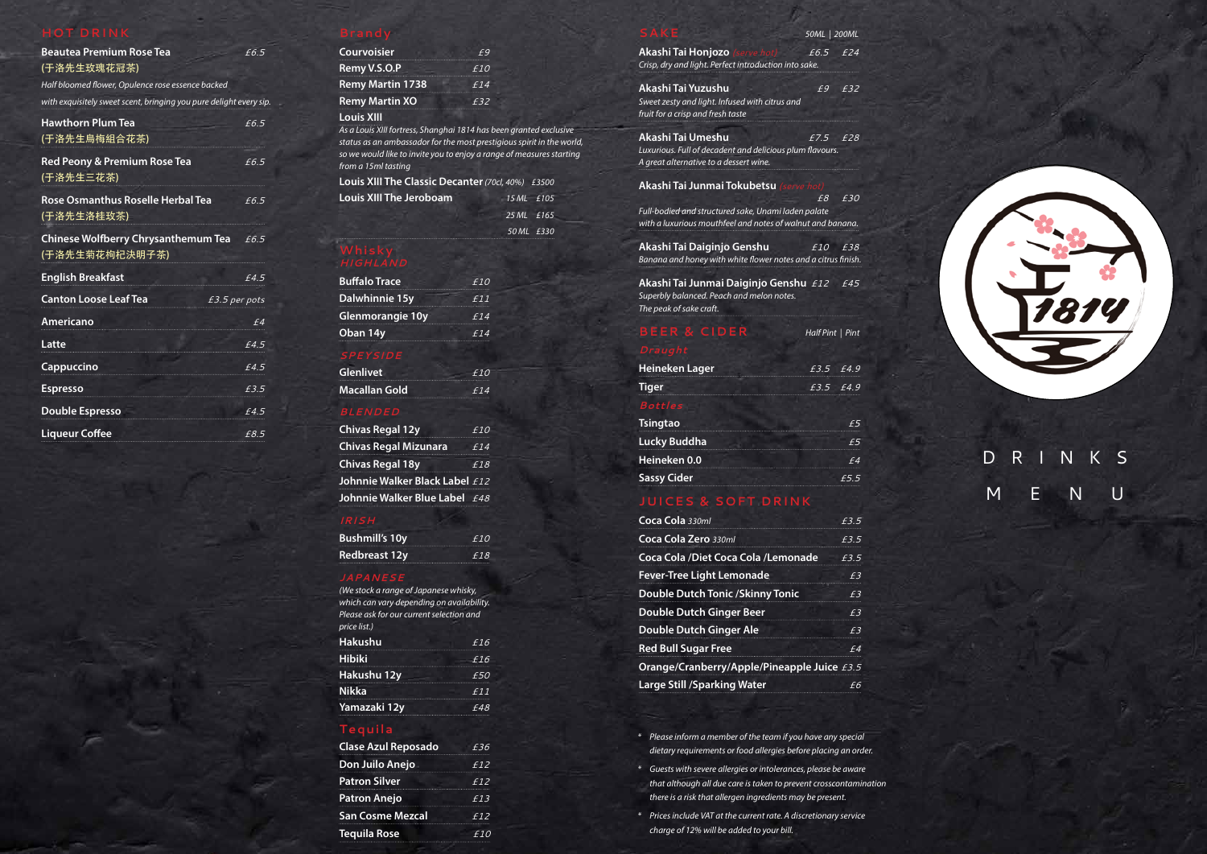## HOT DRINK

| | |
|---|---|
| **Beautea Premium Rose Tea** (于洛先生玫瑰花冠茶) *Half bloomed flower, Opulence rose essence backed with exquisitely sweet scent, bringing you pure delight every sip.* | £6.5 |
| **Hawthorn Plum Tea** (于洛先生烏梅組合花茶) | £6.5 |
| **Red Peony & Premium Rose Tea** (于洛先生三花茶) | £6.5 |
| **Rose Osmanthus Roselle Herbal Tea** (于洛先生洛桂玫茶) | £6.5 |
| **Chinese Wolfberry Chrysanthemum Tea** (于洛先生菊花枸杞决明子茶) | £6.5 |
| **English Breakfast** | £4.5 |
| **Canton Loose Leaf Tea** | £3.5 per pots |
| **Americano** | £4 |
| **Latte** | £4.5 |
| **Cappuccino** | £4.5 |
| **Espresso** | £3.5 |
| **Double Espresso** | £4.5 |
| **Liqueur Coffee** | £8.5 |

## Brandy

| | |
|---|---|
| **Courvoisier** | £9 |
| **Remy V.S.O.P** | £10 |
| **Remy Martin 1738** | £14 |
| **Remy Martin XO** | £32 |

**Louis XIII**

*As a Louis XIII fortress, Shanghai 1814 has been granted exclusive status as an ambassador for the most prestigious spirit in the world, so we would like to invite you to enjoy a range of measures starting from a 15ml tasting*

| | |
|---|---|
| **Louis XIII The Classic Decanter** (70cl, 40%) | £3500 |
| **Louis XIII The Jeroboam** 15 ML | £105 |
| 25 ML | £165 |
| 50 ML | £330 |

## Whisky

### HIGHLAND

| | |
|---|---|
| **Buffalo Trace** | £10 |
| **Dalwhinnie 15y** | £11 |
| **Glenmorangie 10y** | £14 |
| **Oban 14y** | £14 |

### SPEYSIDE

| | |
|---|---|
| **Glenlivet** | £10 |
| **Macallan Gold** | £14 |

### BLENDED

| | |
|---|---|
| **Chivas Regal 12y** | £10 |
| **Chivas Regal Mizunara** | £14 |
| **Chivas Regal 18y** | £18 |
| **Johnnie Walker Black Label** | £12 |
| **Johnnie Walker Blue Label** | £48 |

### IRISH

| | |
|---|---|
| **Bushmill's 10y** | £10 |
| **Redbreast 12y** | £18 |

### JAPANESE

*(We stock a range of Japanese whisky, which can vary depending on availability. Please ask for our current selection and price list.)*

| | |
|---|---|
| **Hakushu** | £16 |
| **Hibiki** | £16 |
| **Hakushu 12y** | £50 |
| **Nikka** | £11 |
| **Yamazaki 12y** | £48 |

## Tequila

| | |
|---|---|
| **Clase Azul Reposado** | £36 |
| **Don Juilo Anejo** | £12 |
| **Patron Silver** | £12 |
| **Patron Anejo** | £13 |
| **San Cosme Mezcal** | £12 |
| **Tequila Rose** | £10 |

## SAKE

| | 50ML | 200ML |
|---|---|---|
| **Akashi Tai Honjozo** (serve hot) *Crisp, dry and light. Perfect introduction into sake.* | £6.5 | £24 |
| **Akashi Tai Yuzushu** *Sweet zesty and light. Infused with citrus and fruit for a crisp and fresh taste* | £9 | £32 |
| **Akashi Tai Umeshu** *Luxurious. Full of decadent and delicious plum flavours. A great alternative to a dessert wine.* | £7.5 | £28 |
| **Akashi Tai Junmai Tokubetsu** (serve hot) *Full-bodied and structured sake, Unami laden palate with a luxurious mouthfeel and notes of walnut and banana.* | £8 | £30 |
| **Akashi Tai Daiginjo Genshu** *Banana and honey with white flower notes and a citrus finish.* | £10 | £38 |
| **Akashi Tai Junmai Daiginjo Genshu** *Superbly balanced. Peach and melon notes. The peak of sake craft.* | £12 | £45 |

## BEER & CIDER

### Draught

| | Half Pint | Pint |
|---|---|---|
| **Heineken Lager** | £3.5 | £4.9 |
| **Tiger** | £3.5 | £4.9 |

### Bottles

| | |
|---|---|
| **Tsingtao** | £5 |
| **Lucky Buddha** | £5 |
| **Heineken 0.0** | £4 |
| **Sassy Cider** | £5.5 |

## JUICES & SOFT DRINK

| | |
|---|---|
| **Coca Cola** 330ml | £3.5 |
| **Coca Cola Zero** 330ml | £3.5 |
| **Coca Cola /Diet Coca Cola /Lemonade** | £3.5 |
| **Fever-Tree Light Lemonade** | £3 |
| **Double Dutch Tonic /Skinny Tonic** | £3 |
| **Double Dutch Ginger Beer** | £3 |
| **Double Dutch Ginger Ale** | £3 |
| **Red Bull Sugar Free** | £4 |
| **Orange/Cranberry/Apple/Pineapple Juice** | £3.5 |
| **Large Still /Sparking Water** | £6 |

- *Please inform a member of the team if you have any special dietary requirements or food allergies before placing an order.*
- *Guests with severe allergies or intolerances, please be aware that although all due care is taken to prevent crosscontamination there is a risk that allergen ingredients may be present.*
- *Prices include VAT at the current rate. A discretionary service charge of 12% will be added to your bill.*

1814

# DRINKS MENU